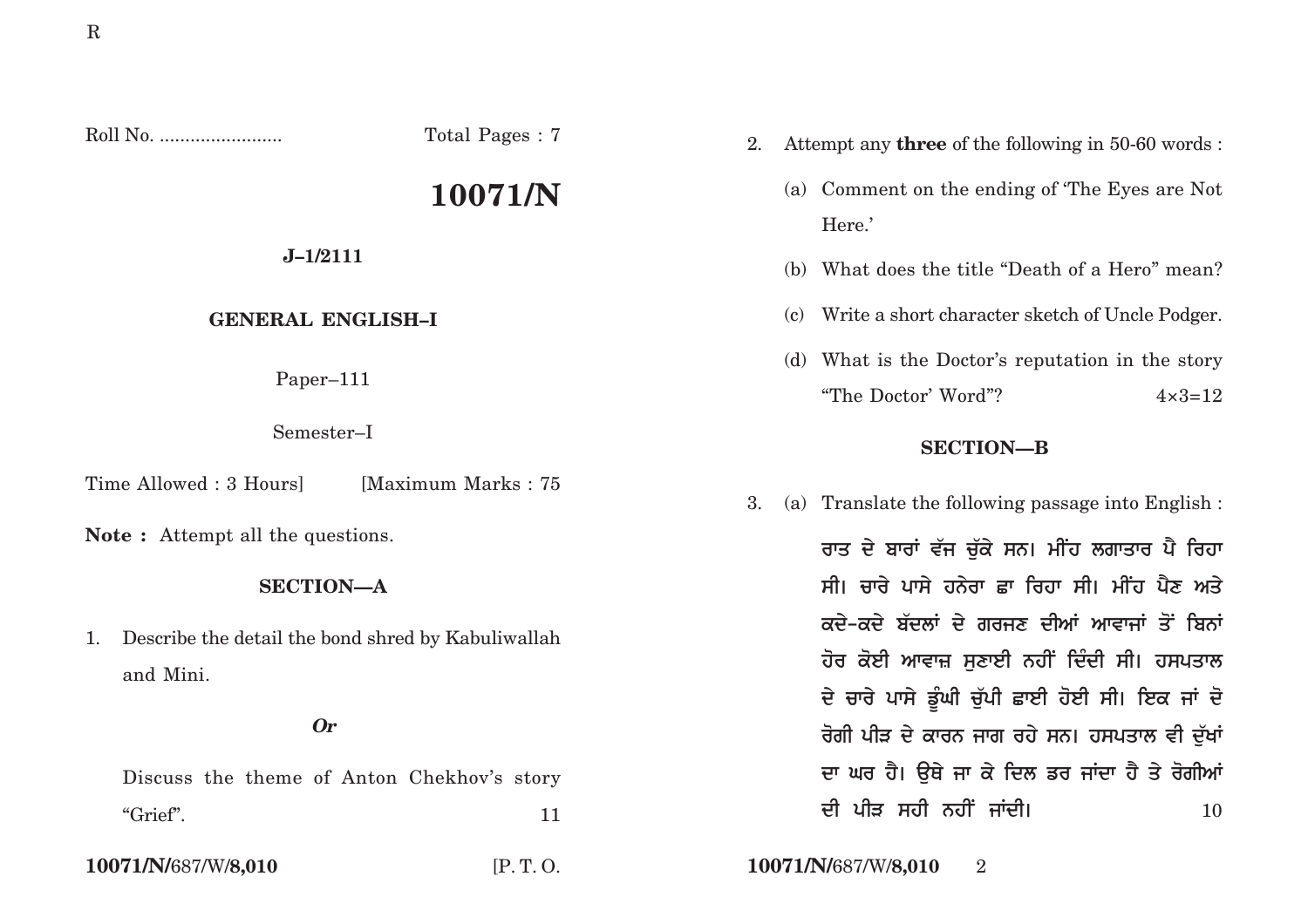R

Roll No. ........................ Total Pages : 7

# 10071/N

**J–1/2111**

**GENERAL ENGLISH–I**

Paper–111

Semester–I

Time Allowed : 3 Hours] [Maximum Marks : 75

**Note :** Attempt all the questions.

## SECTION—A

1. Describe the detail the bond shred by Kabuliwallah and Mini.

   ***Or***

   Discuss the theme of Anton Chekhov's story "Grief". 11

2. Attempt any **three** of the following in 50-60 words :

   (a) Comment on the ending of 'The Eyes are Not Here.'

   (b) What does the title "Death of a Hero" mean?

   (c) Write a short character sketch of Uncle Podger.

   (d) What is the Doctor's reputation in the story "The Doctor' Word"? 4×3=12

## SECTION—B

3. (a) Translate the following passage into English :

   ਰਾਤ ਦੇ ਬਾਰਾਂ ਵੱਜ ਚੁੱਕੇ ਸਨ। ਮੀਂਹ ਲਗਾਤਾਰ ਪੈ ਰਿਹਾ ਸੀ। ਚਾਰੇ ਪਾਸੇ ਹਨੇਰਾ ਛਾ ਰਿਹਾ ਸੀ। ਮੀਂਹ ਪੈਣ ਅਤੇ ਕਦੇ-ਕਦੇ ਬੱਦਲਾਂ ਦੇ ਗਰਜਣ ਦੀਆਂ ਆਵਾਜਾਂ ਤੋਂ ਬਿਨਾਂ ਹੋਰ ਕੋਈ ਆਵਾਜ਼ ਸੁਣਾਈ ਨਹੀਂ ਦਿੰਦੀ ਸੀ। ਹਸਪਤਾਲ ਦੇ ਚਾਰੇ ਪਾਸੇ ਡੂੰਘੀ ਚੁੱਪੀ ਛਾਈ ਹੋਈ ਸੀ। ਇਕ ਜਾਂ ਦੋ ਰੋਗੀ ਪੀੜ ਦੇ ਕਾਰਨ ਜਾਗ ਰਹੇ ਸਨ। ਹਸਪਤਾਲ ਵੀ ਦੁੱਖਾਂ ਦਾ ਘਰ ਹੈ। ਉਥੇ ਜਾ ਕੇ ਦਿਲ ਡਰ ਜਾਂਦਾ ਹੈ ਤੇ ਰੋਗੀਆਂ ਦੀ ਪੀੜ ਸਹੀ ਨਹੀਂ ਜਾਂਦੀ। 10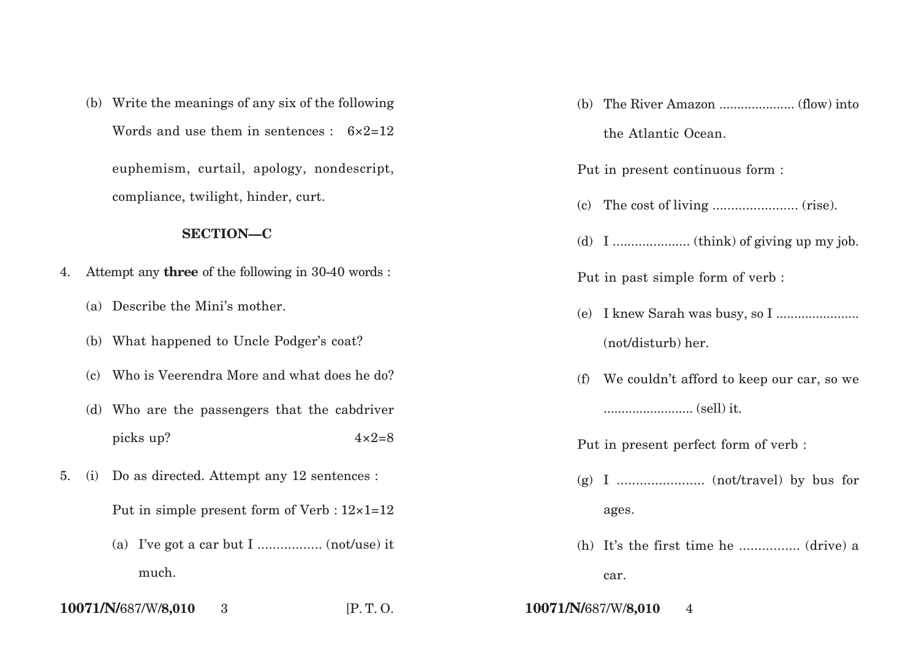(b) Write the meanings of any six of the following Words and use them in sentences : 6×2=12

euphemism, curtail, apology, nondescript, compliance, twilight, hinder, curt.

## SECTION—C

4. Attempt any **three** of the following in 30-40 words :

   (a) Describe the Mini's mother.

   (b) What happened to Uncle Podger's coat?

   (c) Who is Veerendra More and what does he do?

   (d) Who are the passengers that the cabdriver picks up? 4×2=8

5. (i) Do as directed. Attempt any 12 sentences :

   Put in simple present form of Verb : 12×1=12

   (a) I've got a car but I ................. (not/use) it much.

   (b) The River Amazon ..................... (flow) into the Atlantic Ocean.

   Put in present continuous form :

   (c) The cost of living ....................... (rise).

   (d) I ..................... (think) of giving up my job.

   Put in past simple form of verb :

   (e) I knew Sarah was busy, so I ....................... (not/disturb) her.

   (f) We couldn't afford to keep our car, so we ......................... (sell) it.

   Put in present perfect form of verb :

   (g) I ....................... (not/travel) by bus for ages.

   (h) It's the first time he ................ (drive) a car.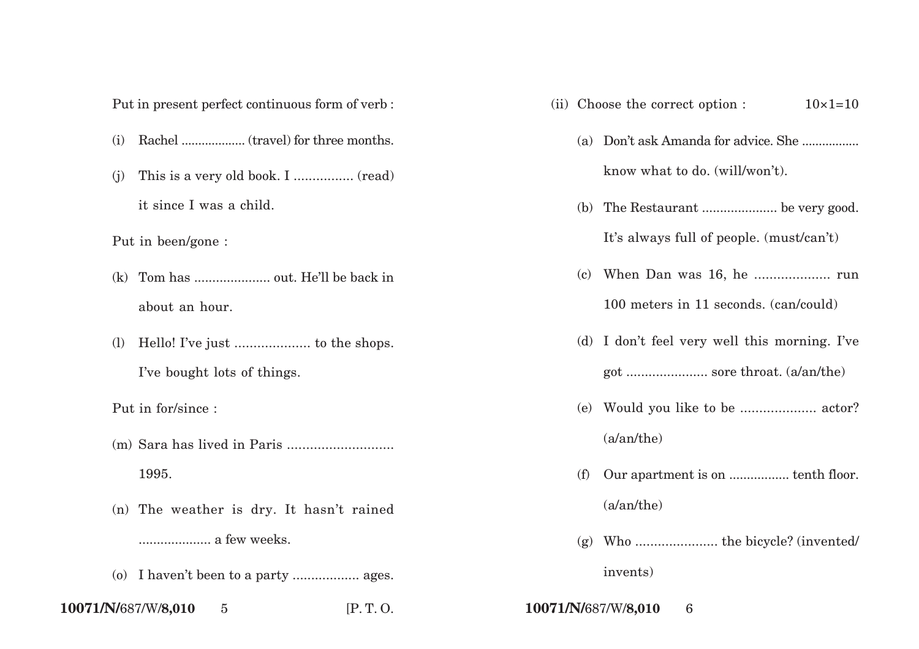Put in present perfect continuous form of verb :

(i) Rachel .................. (travel) for three months.

(j) This is a very old book. I ................ (read) it since I was a child.

Put in been/gone :

(k) Tom has .................... out. He'll be back in about an hour.

(l) Hello! I've just .................... to the shops. I've bought lots of things.

Put in for/since :

(m) Sara has lived in Paris ........................... 1995.

(n) The weather is dry. It hasn't rained .................... a few weeks.

(o) I haven't been to a party ................. ages.

(ii) Choose the correct option : 10×1=10

(a) Don't ask Amanda for advice. She ................ know what to do. (will/won't).

(b) The Restaurant .................... be very good. It's always full of people. (must/can't)

(c) When Dan was 16, he ................... run 100 meters in 11 seconds. (can/could)

(d) I don't feel very well this morning. I've got ..................... sore throat. (a/an/the)

(e) Would you like to be ................... actor? (a/an/the)

(f) Our apartment is on ................ tenth floor. (a/an/the)

(g) Who ..................... the bicycle? (invented/invents)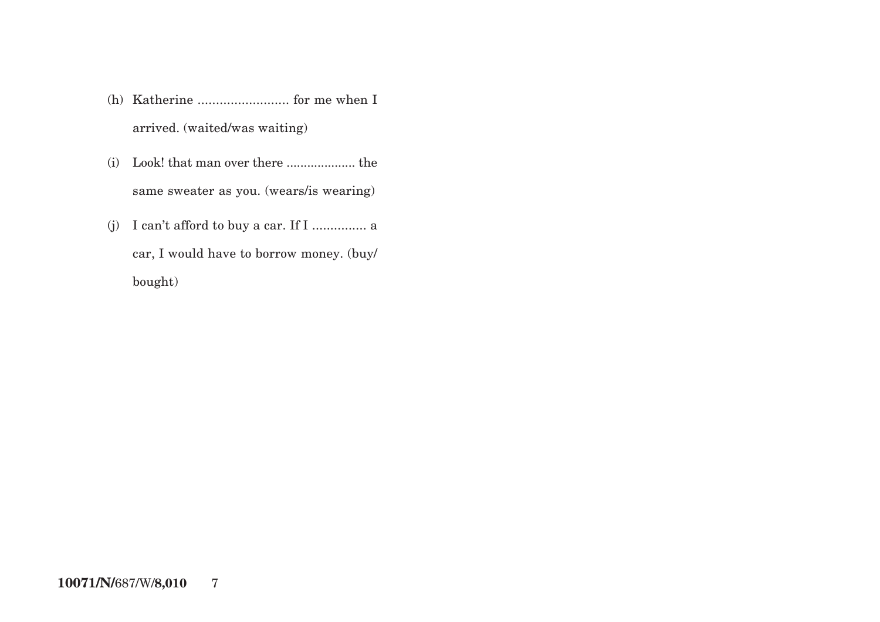(h) Katherine ......................... for me when I arrived. (waited/was waiting)

(i) Look! that man over there .................... the same sweater as you. (wears/is wearing)

(j) I can't afford to buy a car. If I ............... a car, I would have to borrow money. (buy/bought)